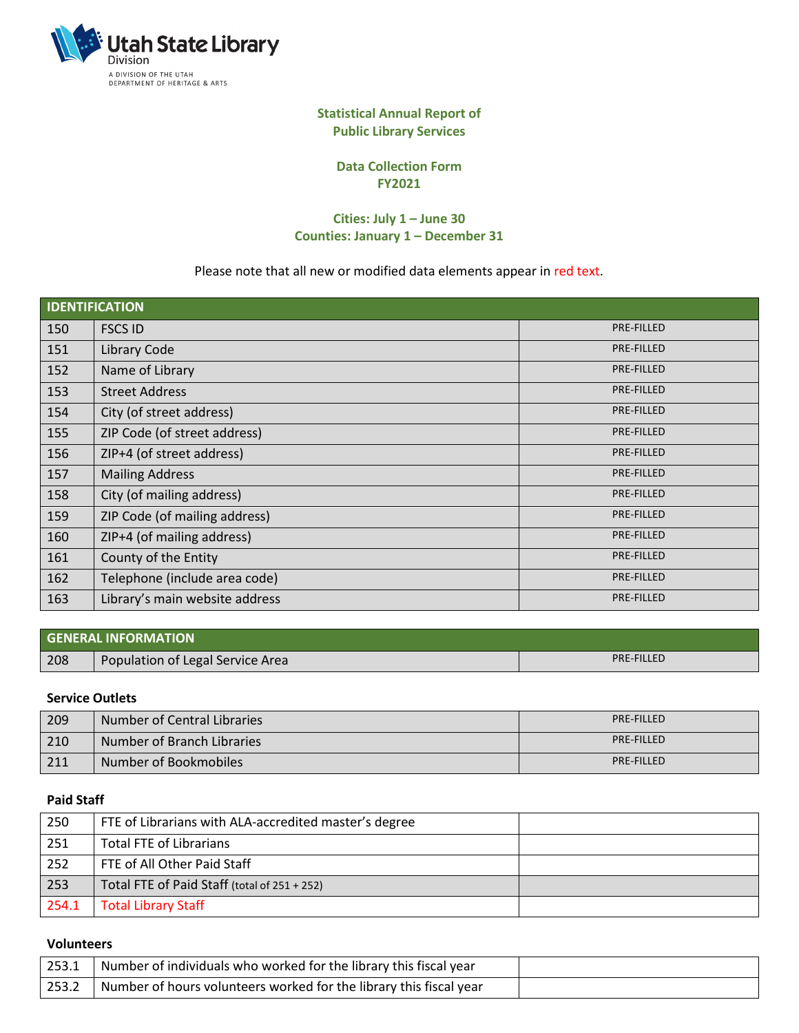Utah State Library Division

A DIVISION OF THE UTAH DEPARTMENT OF HERITAGE & ARTS

# Statistical Annual Report of Public Library Services

## Data Collection Form FY2021

### Cities: July 1 – June 30
### Counties: January 1 – December 31

Please note that all new or modified data elements appear in red text.

| IDENTIFICATION | | |
|---|---|---|
| 150 | FSCS ID | PRE-FILLED |
| 151 | Library Code | PRE-FILLED |
| 152 | Name of Library | PRE-FILLED |
| 153 | Street Address | PRE-FILLED |
| 154 | City (of street address) | PRE-FILLED |
| 155 | ZIP Code (of street address) | PRE-FILLED |
| 156 | ZIP+4 (of street address) | PRE-FILLED |
| 157 | Mailing Address | PRE-FILLED |
| 158 | City (of mailing address) | PRE-FILLED |
| 159 | ZIP Code (of mailing address) | PRE-FILLED |
| 160 | ZIP+4 (of mailing address) | PRE-FILLED |
| 161 | County of the Entity | PRE-FILLED |
| 162 | Telephone (include area code) | PRE-FILLED |
| 163 | Library's main website address | PRE-FILLED |

| GENERAL INFORMATION | | |
|---|---|---|
| 208 | Population of Legal Service Area | PRE-FILLED |

**Service Outlets**

| | | |
|---|---|---|
| 209 | Number of Central Libraries | PRE-FILLED |
| 210 | Number of Branch Libraries | PRE-FILLED |
| 211 | Number of Bookmobiles | PRE-FILLED |

**Paid Staff**

| | | |
|---|---|---|
| 250 | FTE of Librarians with ALA-accredited master's degree | |
| 251 | Total FTE of Librarians | |
| 252 | FTE of All Other Paid Staff | |
| 253 | Total FTE of Paid Staff (total of 251 + 252) | |
| 254.1 | Total Library Staff | |

**Volunteers**

| | | |
|---|---|---|
| 253.1 | Number of individuals who worked for the library this fiscal year | |
| 253.2 | Number of hours volunteers worked for the library this fiscal year | |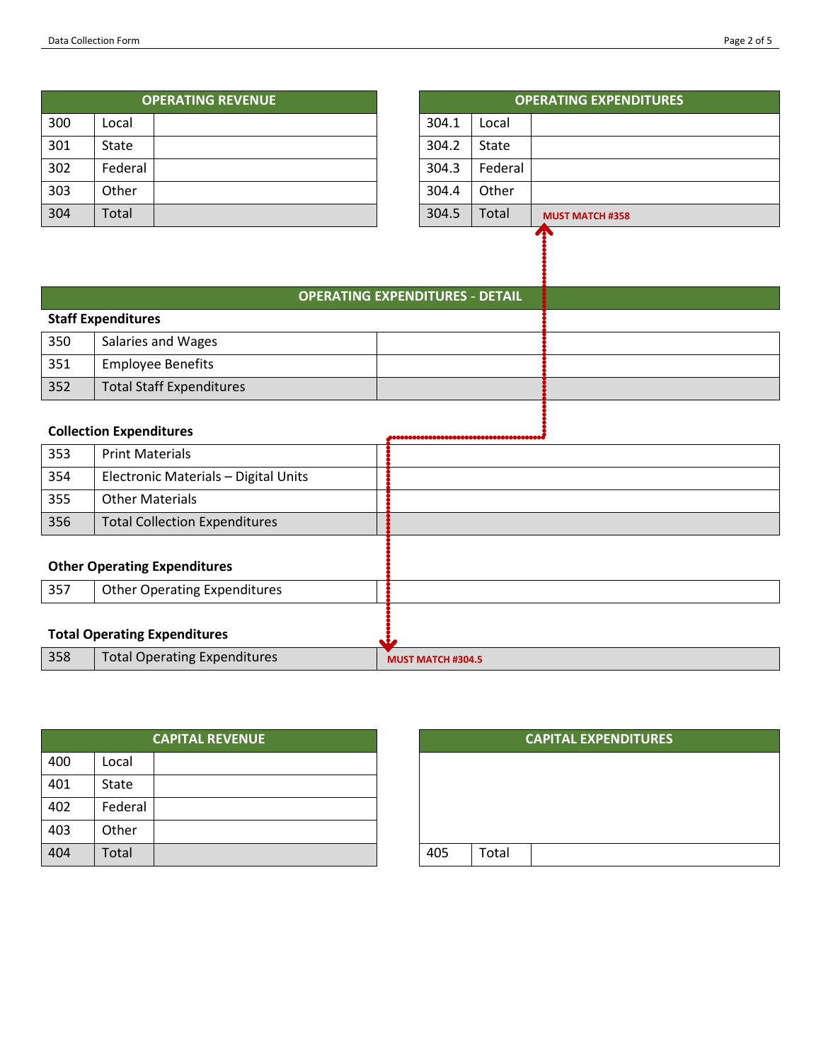| OPERATING REVENUE | | |
|---|---|---|
| 300 | Local | |
| 301 | State | |
| 302 | Federal | |
| 303 | Other | |
| 304 | Total | |

| OPERATING EXPENDITURES | | |
|---|---|---|
| 304.1 | Local | |
| 304.2 | State | |
| 304.3 | Federal | |
| 304.4 | Other | |
| 304.5 | Total | MUST MATCH #358 |

| OPERATING EXPENDITURES - DETAIL | | |
|---|---|---|
| **Staff Expenditures** | | |
| 350 | Salaries and Wages | |
| 351 | Employee Benefits | |
| 352 | Total Staff Expenditures | |
| **Collection Expenditures** | | |
| 353 | Print Materials | |
| 354 | Electronic Materials – Digital Units | |
| 355 | Other Materials | |
| 356 | Total Collection Expenditures | |
| **Other Operating Expenditures** | | |
| 357 | Other Operating Expenditures | |
| **Total Operating Expenditures** | | |
| 358 | Total Operating Expenditures | MUST MATCH #304.5 |

| CAPITAL REVENUE | | |
|---|---|---|
| 400 | Local | |
| 401 | State | |
| 402 | Federal | |
| 403 | Other | |
| 404 | Total | |

| CAPITAL EXPENDITURES | | |
|---|---|---|
| 405 | Total | |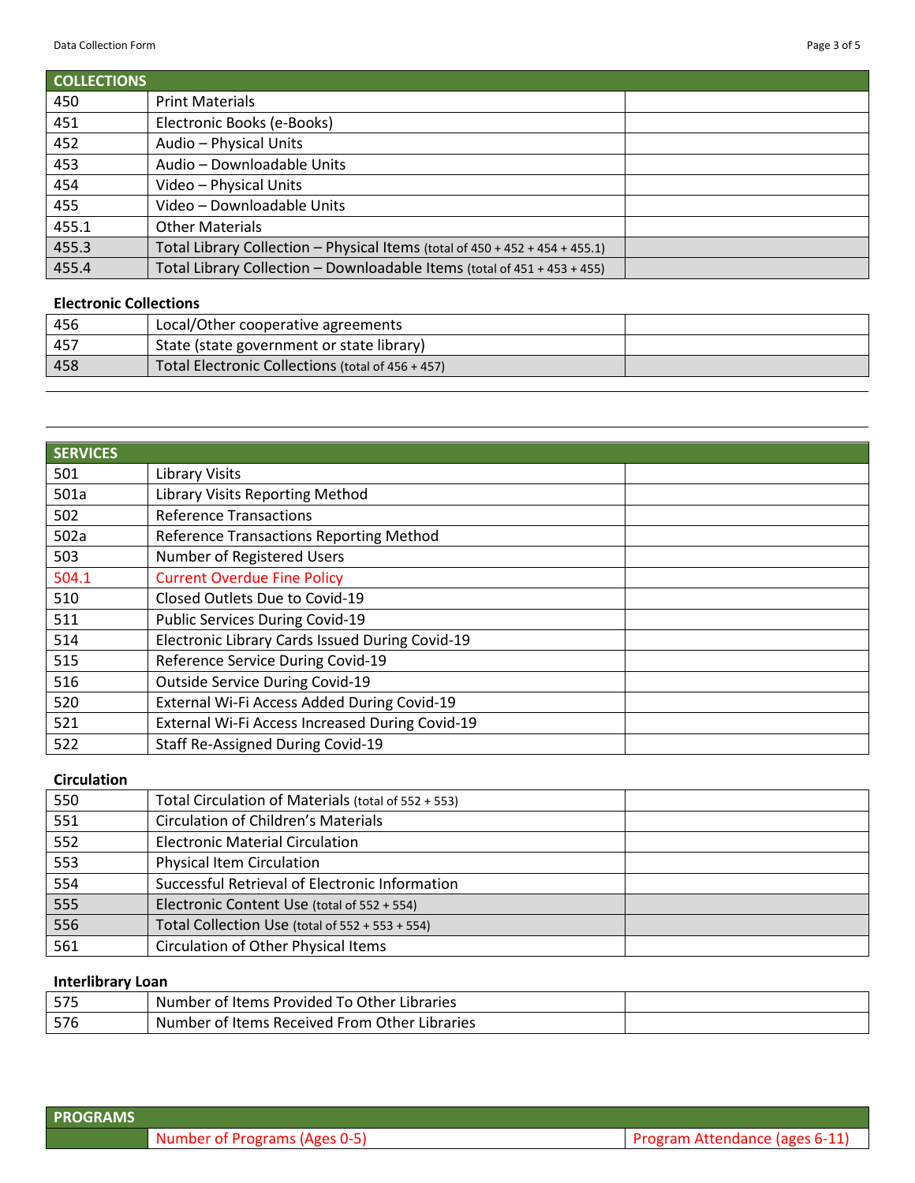| COLLECTIONS | | |
|---|---|---|
| 450 | Print Materials | |
| 451 | Electronic Books (e-Books) | |
| 452 | Audio – Physical Units | |
| 453 | Audio – Downloadable Units | |
| 454 | Video – Physical Units | |
| 455 | Video – Downloadable Units | |
| 455.1 | Other Materials | |
| 455.3 | Total Library Collection – Physical Items (total of 450 + 452 + 454 + 455.1) | |
| 455.4 | Total Library Collection – Downloadable Items (total of 451 + 453 + 455) | |

**Electronic Collections**

| | | |
|---|---|---|
| 456 | Local/Other cooperative agreements | |
| 457 | State (state government or state library) | |
| 458 | Total Electronic Collections (total of 456 + 457) | |

| SERVICES | | |
|---|---|---|
| 501 | Library Visits | |
| 501a | Library Visits Reporting Method | |
| 502 | Reference Transactions | |
| 502a | Reference Transactions Reporting Method | |
| 503 | Number of Registered Users | |
| 504.1 | Current Overdue Fine Policy | |
| 510 | Closed Outlets Due to Covid-19 | |
| 511 | Public Services During Covid-19 | |
| 514 | Electronic Library Cards Issued During Covid-19 | |
| 515 | Reference Service During Covid-19 | |
| 516 | Outside Service During Covid-19 | |
| 520 | External Wi-Fi Access Added During Covid-19 | |
| 521 | External Wi-Fi Access Increased During Covid-19 | |
| 522 | Staff Re-Assigned During Covid-19 | |

**Circulation**

| | | |
|---|---|---|
| 550 | Total Circulation of Materials (total of 552 + 553) | |
| 551 | Circulation of Children's Materials | |
| 552 | Electronic Material Circulation | |
| 553 | Physical Item Circulation | |
| 554 | Successful Retrieval of Electronic Information | |
| 555 | Electronic Content Use (total of 552 + 554) | |
| 556 | Total Collection Use (total of 552 + 553 + 554) | |
| 561 | Circulation of Other Physical Items | |

**Interlibrary Loan**

| | | |
|---|---|---|
| 575 | Number of Items Provided To Other Libraries | |
| 576 | Number of Items Received From Other Libraries | |

| PROGRAMS | | |
|---|---|---|
| | Number of Programs (Ages 0-5) | Program Attendance (ages 6-11) |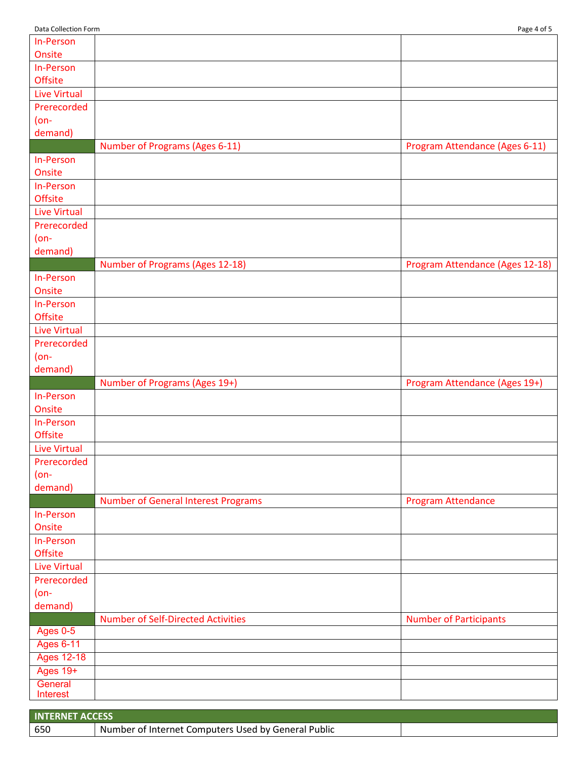| | | |
|---|---|---|
| In-Person Onsite | | |
| In-Person Offsite | | |
| Live Virtual | | |
| Prerecorded (on-demand) | | |
| | Number of Programs (Ages 6-11) | Program Attendance (Ages 6-11) |
| In-Person Onsite | | |
| In-Person Offsite | | |
| Live Virtual | | |
| Prerecorded (on-demand) | | |
| | Number of Programs (Ages 12-18) | Program Attendance (Ages 12-18) |
| In-Person Onsite | | |
| In-Person Offsite | | |
| Live Virtual | | |
| Prerecorded (on-demand) | | |
| | Number of Programs (Ages 19+) | Program Attendance (Ages 19+) |
| In-Person Onsite | | |
| In-Person Offsite | | |
| Live Virtual | | |
| Prerecorded (on-demand) | | |
| | Number of General Interest Programs | Program Attendance |
| In-Person Onsite | | |
| In-Person Offsite | | |
| Live Virtual | | |
| Prerecorded (on-demand) | | |
| | Number of Self-Directed Activities | Number of Participants |
| Ages 0-5 | | |
| Ages 6-11 | | |
| Ages 12-18 | | |
| Ages 19+ | | |
| General Interest | | |

| INTERNET ACCESS | | |
|---|---|---|
| 650 | Number of Internet Computers Used by General Public | |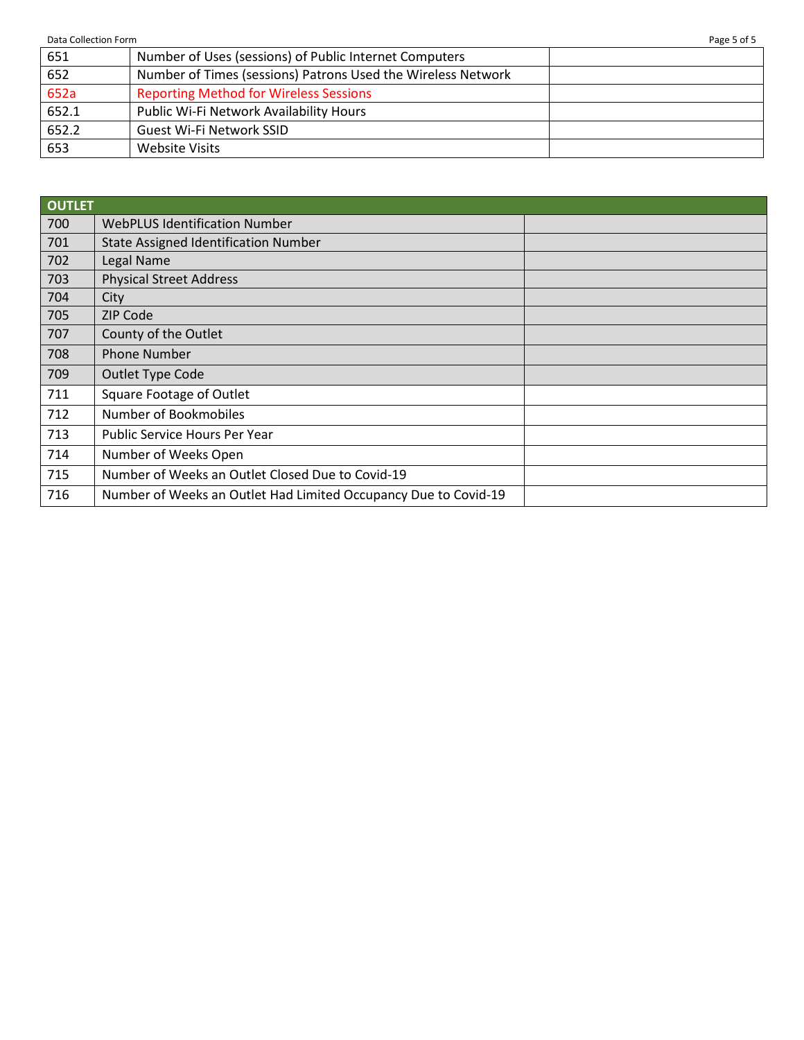| | | |
|---|---|---|
| 651 | Number of Uses (sessions) of Public Internet Computers | |
| 652 | Number of Times (sessions) Patrons Used the Wireless Network | |
| 652a | Reporting Method for Wireless Sessions | |
| 652.1 | Public Wi-Fi Network Availability Hours | |
| 652.2 | Guest Wi-Fi Network SSID | |
| 653 | Website Visits | |

| OUTLET | | |
|---|---|---|
| 700 | WebPLUS Identification Number | |
| 701 | State Assigned Identification Number | |
| 702 | Legal Name | |
| 703 | Physical Street Address | |
| 704 | City | |
| 705 | ZIP Code | |
| 707 | County of the Outlet | |
| 708 | Phone Number | |
| 709 | Outlet Type Code | |
| 711 | Square Footage of Outlet | |
| 712 | Number of Bookmobiles | |
| 713 | Public Service Hours Per Year | |
| 714 | Number of Weeks Open | |
| 715 | Number of Weeks an Outlet Closed Due to Covid-19 | |
| 716 | Number of Weeks an Outlet Had Limited Occupancy Due to Covid-19 | |